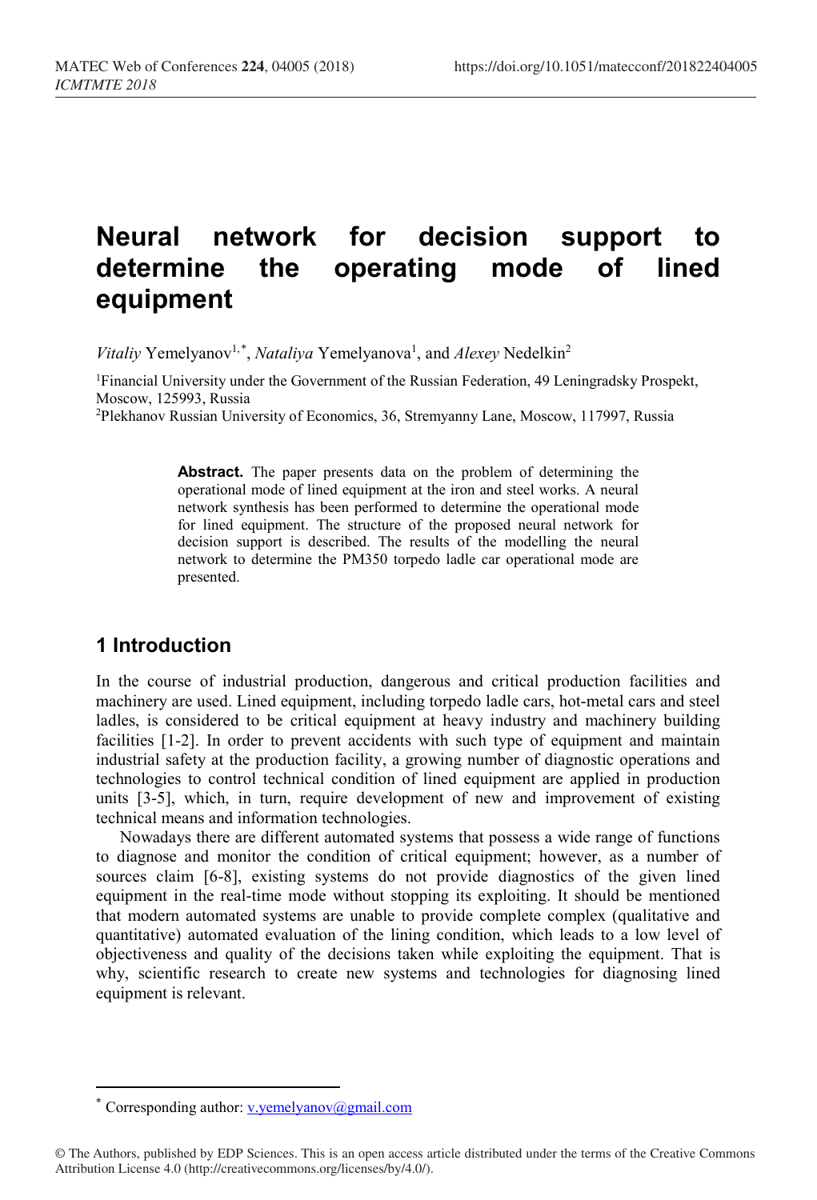# Neural network for decision support to determine the operating mode of lined equipment

*Vitaliy* Yemelyanov[1,*], *Nataliya* Yemelyanova[1], and *Alexey* Nedelkin[2]

[1]Financial University under the Government of the Russian Federation, 49 Leningradsky Prospekt, Moscow, 125993, Russia

[2]Plekhanov Russian University of Economics, 36, Stremyanny Lane, Moscow, 117997, Russia

> **Abstract.** The paper presents data on the problem of determining the operational mode of lined equipment at the iron and steel works. A neural network synthesis has been performed to determine the operational mode for lined equipment. The structure of the proposed neural network for decision support is described. The results of the modelling the neural network to determine the PM350 torpedo ladle car operational mode are presented.

## 1 Introduction

In the course of industrial production, dangerous and critical production facilities and machinery are used. Lined equipment, including torpedo ladle cars, hot-metal cars and steel ladles, is considered to be critical equipment at heavy industry and machinery building facilities [1-2]. In order to prevent accidents with such type of equipment and maintain industrial safety at the production facility, a growing number of diagnostic operations and technologies to control technical condition of lined equipment are applied in production units [3-5], which, in turn, require development of new and improvement of existing technical means and information technologies.

Nowadays there are different automated systems that possess a wide range of functions to diagnose and monitor the condition of critical equipment; however, as a number of sources claim [6-8], existing systems do not provide diagnostics of the given lined equipment in the real-time mode without stopping its exploiting. It should be mentioned that modern automated systems are unable to provide complete complex (qualitative and quantitative) automated evaluation of the lining condition, which leads to a low level of objectiveness and quality of the decisions taken while exploiting the equipment. That is why, scientific research to create new systems and technologies for diagnosing lined equipment is relevant.

---

[*] Corresponding author: v.yemelyanov@gmail.com

© The Authors, published by EDP Sciences. This is an open access article distributed under the terms of the Creative Commons Attribution License 4.0 (http://creativecommons.org/licenses/by/4.0/).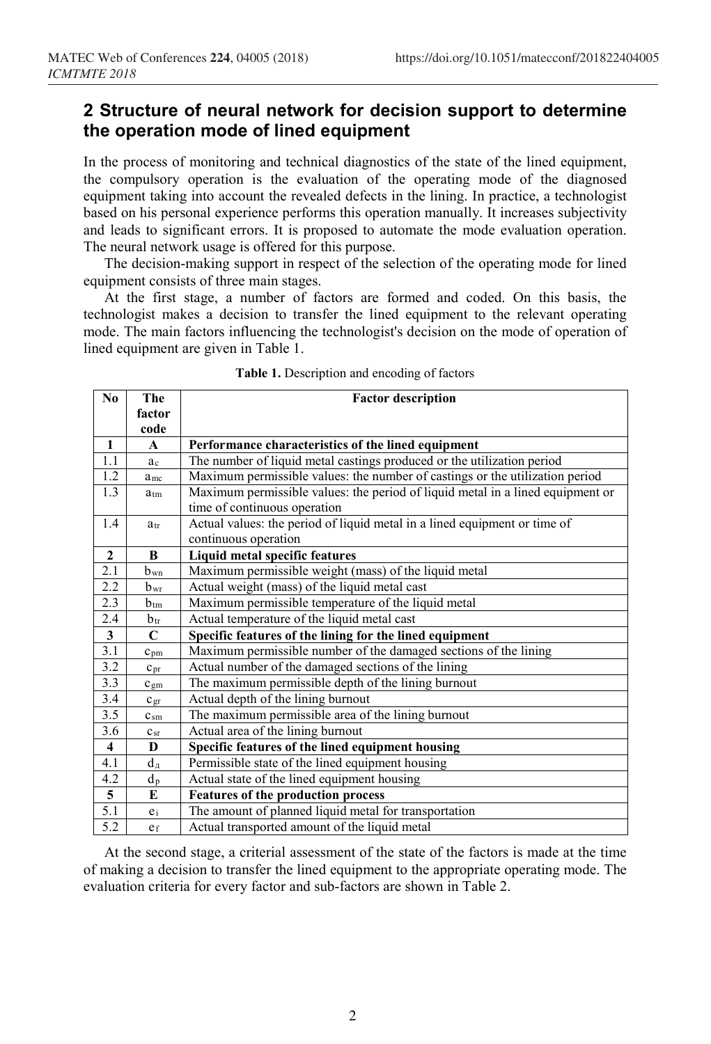## 2 Structure of neural network for decision support to determine the operation mode of lined equipment

In the process of monitoring and technical diagnostics of the state of the lined equipment, the compulsory operation is the evaluation of the operating mode of the diagnosed equipment taking into account the revealed defects in the lining. In practice, a technologist based on his personal experience performs this operation manually. It increases subjectivity and leads to significant errors. It is proposed to automate the mode evaluation operation. The neural network usage is offered for this purpose.

The decision-making support in respect of the selection of the operating mode for lined equipment consists of three main stages.

At the first stage, a number of factors are formed and coded. On this basis, the technologist makes a decision to transfer the lined equipment to the relevant operating mode. The main factors influencing the technologist's decision on the mode of operation of lined equipment are given in Table 1.

**Table 1.** Description and encoding of factors

| No | The factor code | Factor description |
|---|---|---|
| **1** | **A** | **Performance characteristics of the lined equipment** |
| 1.1 | $a_c$ | The number of liquid metal castings produced or the utilization period |
| 1.2 | $a_{mc}$ | Maximum permissible values: the number of castings or the utilization period |
| 1.3 | $a_{tm}$ | Maximum permissible values: the period of liquid metal in a lined equipment or time of continuous operation |
| 1.4 | $a_{tr}$ | Actual values: the period of liquid metal in a lined equipment or time of continuous operation |
| **2** | **B** | **Liquid metal specific features** |
| 2.1 | $b_{wn}$ | Maximum permissible weight (mass) of the liquid metal |
| 2.2 | $b_{wr}$ | Actual weight (mass) of the liquid metal cast |
| 2.3 | $b_{tm}$ | Maximum permissible temperature of the liquid metal |
| 2.4 | $b_{tr}$ | Actual temperature of the liquid metal cast |
| **3** | **C** | **Specific features of the lining for the lined equipment** |
| 3.1 | $c_{pm}$ | Maximum permissible number of the damaged sections of the lining |
| 3.2 | $c_{pr}$ | Actual number of the damaged sections of the lining |
| 3.3 | $c_{gm}$ | The maximum permissible depth of the lining burnout |
| 3.4 | $c_{gr}$ | Actual depth of the lining burnout |
| 3.5 | $c_{sm}$ | The maximum permissible area of the lining burnout |
| 3.6 | $c_{sr}$ | Actual area of the lining burnout |
| **4** | **D** | **Specific features of the lined equipment housing** |
| 4.1 | $d_д$ | Permissible state of the lined equipment housing |
| 4.2 | $d_p$ | Actual state of the lined equipment housing |
| **5** | **E** | **Features of the production process** |
| 5.1 | $e_i$ | The amount of planned liquid metal for transportation |
| 5.2 | $e_f$ | Actual transported amount of the liquid metal |

At the second stage, a criterial assessment of the state of the factors is made at the time of making a decision to transfer the lined equipment to the appropriate operating mode. The evaluation criteria for every factor and sub-factors are shown in Table 2.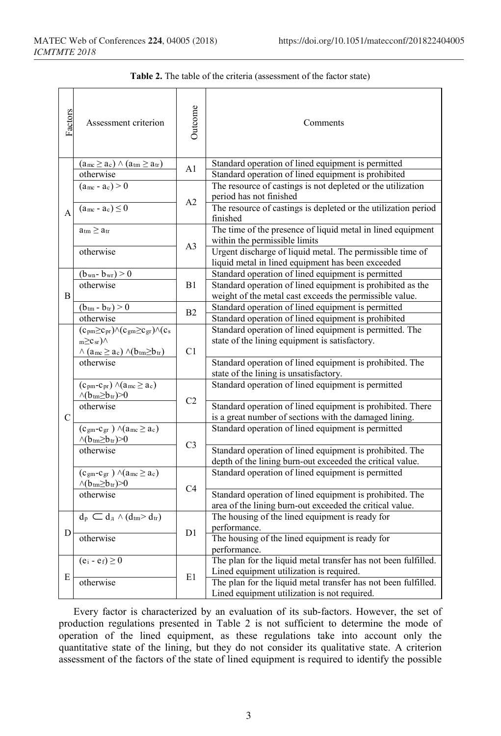**Table 2.** The table of the criteria (assessment of the factor state)

| Factors | Assessment criterion | Outcome | Comments |
|---|---|---|---|
| A | $(a_{mc} \geq a_c) \wedge (a_{tm} \geq a_{tr})$ | A1 | Standard operation of lined equipment is permitted |
| | otherwise | | Standard operation of lined equipment is prohibited |
| | $(a_{mc} - a_c) > 0$ | A2 | The resource of castings is not depleted or the utilization period has not finished |
| | $(a_{mc} - a_c) \leq 0$ | | The resource of castings is depleted or the utilization period finished |
| | $a_{tm} \geq a_{tr}$ | A3 | The time of the presence of liquid metal in lined equipment within the permissible limits |
| | otherwise | | Urgent discharge of liquid metal. The permissible time of liquid metal in lined equipment has been exceeded |
| B | $(b_{wn} - b_{wr}) > 0$ | B1 | Standard operation of lined equipment is permitted |
| | otherwise | | Standard operation of lined equipment is prohibited as the weight of the metal cast exceeds the permissible value. |
| | $(b_{tm} - b_{tr}) > 0$ | B2 | Standard operation of lined equipment is permitted |
| | otherwise | | Standard operation of lined equipment is prohibited |
| C | $(c_{pm} \geq c_{pr}) \wedge (c_{gm} \geq c_{gr}) \wedge (c_{sm} \geq c_{sr}) \wedge$ $\wedge (a_{mc} \geq a_c) \wedge (b_{tm} \geq b_{tr})$ | C1 | Standard operation of lined equipment is permitted. The state of the lining equipment is satisfactory. |
| | otherwise | | Standard operation of lined equipment is prohibited. The state of the lining is unsatisfactory. |
| | $(c_{pm} - c_{pr}) \wedge (a_{mc} \geq a_c) \wedge (b_{tm} \geq b_{tr}) > 0$ | C2 | Standard operation of lined equipment is permitted |
| | otherwise | | Standard operation of lined equipment is prohibited. There is a great number of sections with the damaged lining. |
| | $(c_{gm} - c_{gr}) \wedge (a_{mc} \geq a_c) \wedge (b_{tm} \geq b_{tr}) > 0$ | C3 | Standard operation of lined equipment is permitted |
| | otherwise | | Standard operation of lined equipment is prohibited. The depth of the lining burn-out exceeded the critical value. |
| | $(c_{gm} - c_{gr}) \wedge (a_{mc} \geq a_c) \wedge (b_{tm} \geq b_{tr}) > 0$ | C4 | Standard operation of lined equipment is permitted |
| | otherwise | | Standard operation of lined equipment is prohibited. The area of the lining burn-out exceeded the critical value. |
| D | $d_p \subset d_д \wedge (d_{tm} > d_{tr})$ | D1 | The housing of the lined equipment is ready for performance. |
| | otherwise | | The housing of the lined equipment is ready for performance. |
| E | $(e_i - e_f) \geq 0$ | E1 | The plan for the liquid metal transfer has not been fulfilled. Lined equipment utilization is required. |
| | otherwise | | The plan for the liquid metal transfer has not been fulfilled. Lined equipment utilization is not required. |

Every factor is characterized by an evaluation of its sub-factors. However, the set of production regulations presented in Table 2 is not sufficient to determine the mode of operation of the lined equipment, as these regulations take into account only the quantitative state of the lining, but they do not consider its qualitative state. A criterion assessment of the factors of the state of lined equipment is required to identify the possible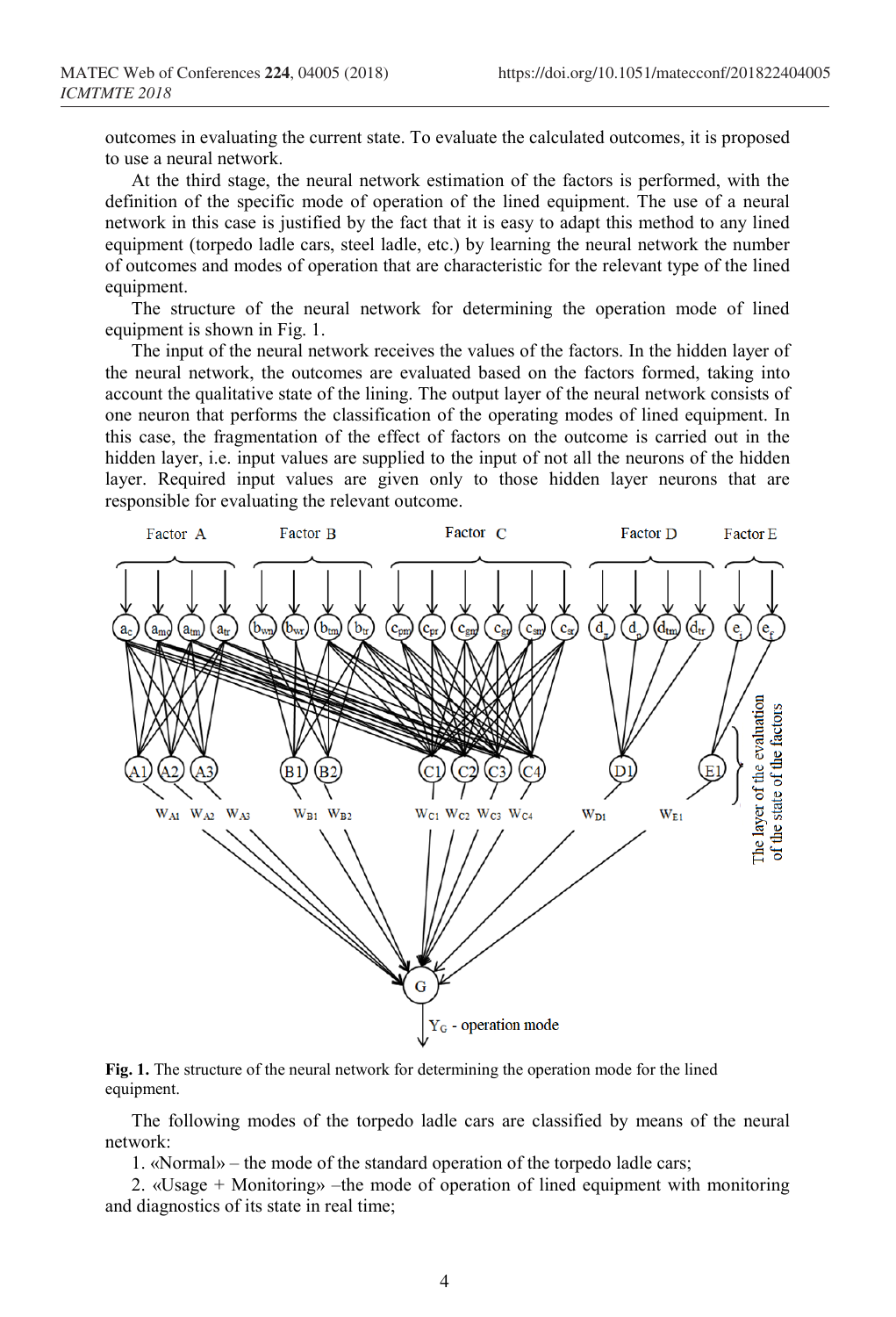outcomes in evaluating the current state. To evaluate the calculated outcomes, it is proposed to use a neural network.

At the third stage, the neural network estimation of the factors is performed, with the definition of the specific mode of operation of the lined equipment. The use of a neural network in this case is justified by the fact that it is easy to adapt this method to any lined equipment (torpedo ladle cars, steel ladle, etc.) by learning the neural network the number of outcomes and modes of operation that are characteristic for the relevant type of the lined equipment.

The structure of the neural network for determining the operation mode of lined equipment is shown in Fig. 1.

The input of the neural network receives the values of the factors. In the hidden layer of the neural network, the outcomes are evaluated based on the factors formed, taking into account the qualitative state of the lining. The output layer of the neural network consists of one neuron that performs the classification of the operating modes of lined equipment. In this case, the fragmentation of the effect of factors on the outcome is carried out in the hidden layer, i.e. input values are supplied to the input of not all the neurons of the hidden layer. Required input values are given only to those hidden layer neurons that are responsible for evaluating the relevant outcome.

**Fig. 1.** The structure of the neural network for determining the operation mode for the lined equipment.

The following modes of the torpedo ladle cars are classified by means of the neural network:

1. «Normal» – the mode of the standard operation of the torpedo ladle cars;
2. «Usage + Monitoring» –the mode of operation of lined equipment with monitoring and diagnostics of its state in real time;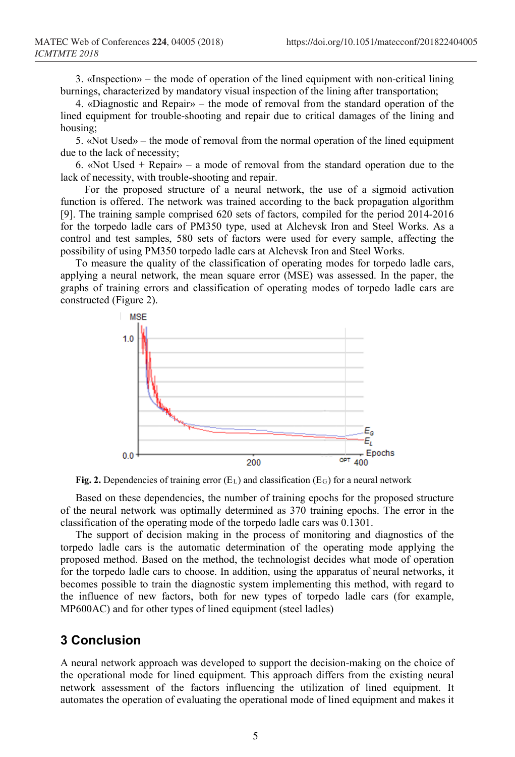3. «Inspection» – the mode of operation of the lined equipment with non-critical lining burnings, characterized by mandatory visual inspection of the lining after transportation;

4. «Diagnostic and Repair» – the mode of removal from the standard operation of the lined equipment for trouble-shooting and repair due to critical damages of the lining and housing;

5. «Not Used» – the mode of removal from the normal operation of the lined equipment due to the lack of necessity;

6. «Not Used + Repair» – a mode of removal from the standard operation due to the lack of necessity, with trouble-shooting and repair.

For the proposed structure of a neural network, the use of a sigmoid activation function is offered. The network was trained according to the back propagation algorithm [9]. The training sample comprised 620 sets of factors, compiled for the period 2014-2016 for the torpedo ladle cars of PM350 type, used at Alchevsk Iron and Steel Works. As a control and test samples, 580 sets of factors were used for every sample, affecting the possibility of using PM350 torpedo ladle cars at Alchevsk Iron and Steel Works.

To measure the quality of the classification of operating modes for torpedo ladle cars, applying a neural network, the mean square error (MSE) was assessed. In the paper, the graphs of training errors and classification of operating modes of torpedo ladle cars are constructed (Figure 2).

**Fig. 2.** Dependencies of training error ($E_L$) and classification ($E_G$) for a neural network

Based on these dependencies, the number of training epochs for the proposed structure of the neural network was optimally determined as 370 training epochs. The error in the classification of the operating mode of the torpedo ladle cars was 0.1301.

The support of decision making in the process of monitoring and diagnostics of the torpedo ladle cars is the automatic determination of the operating mode applying the proposed method. Based on the method, the technologist decides what mode of operation for the torpedo ladle cars to choose. In addition, using the apparatus of neural networks, it becomes possible to train the diagnostic system implementing this method, with regard to the influence of new factors, both for new types of torpedo ladle cars (for example, MP600AC) and for other types of lined equipment (steel ladles)

## 3 Conclusion

A neural network approach was developed to support the decision-making on the choice of the operational mode for lined equipment. This approach differs from the existing neural network assessment of the factors influencing the utilization of lined equipment. It automates the operation of evaluating the operational mode of lined equipment and makes it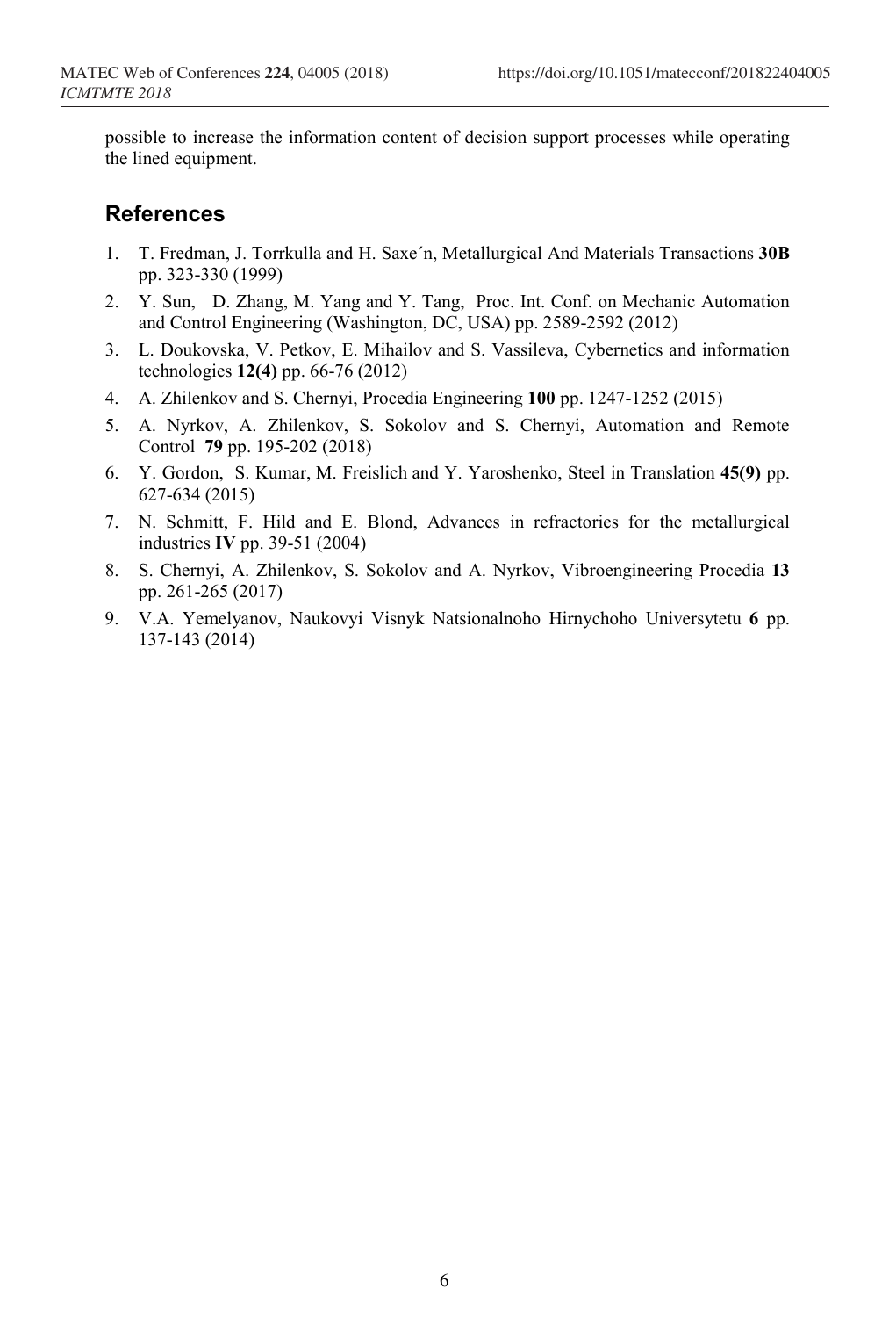possible to increase the information content of decision support processes while operating the lined equipment.

## References

1. T. Fredman, J. Torrkulla and H. Saxe´n, Metallurgical And Materials Transactions **30B** pp. 323-330 (1999)
2. Y. Sun, D. Zhang, M. Yang and Y. Tang, Proc. Int. Conf. on Mechanic Automation and Control Engineering (Washington, DC, USA) pp. 2589-2592 (2012)
3. L. Doukovska, V. Petkov, E. Mihailov and S. Vassileva, Cybernetics and information technologies **12(4)** pp. 66-76 (2012)
4. A. Zhilenkov and S. Chernyi, Procedia Engineering **100** pp. 1247-1252 (2015)
5. A. Nyrkov, A. Zhilenkov, S. Sokolov and S. Chernyi, Automation and Remote Control **79** pp. 195-202 (2018)
6. Y. Gordon, S. Kumar, M. Freislich and Y. Yaroshenko, Steel in Translation **45(9)** pp. 627-634 (2015)
7. N. Schmitt, F. Hild and E. Blond, Advances in refractories for the metallurgical industries **IV** pp. 39-51 (2004)
8. S. Chernyi, A. Zhilenkov, S. Sokolov and A. Nyrkov, Vibroengineering Procedia **13** pp. 261-265 (2017)
9. V.A. Yemelyanov, Naukovyi Visnyk Natsionalnoho Hirnychoho Universytetu **6** pp. 137-143 (2014)